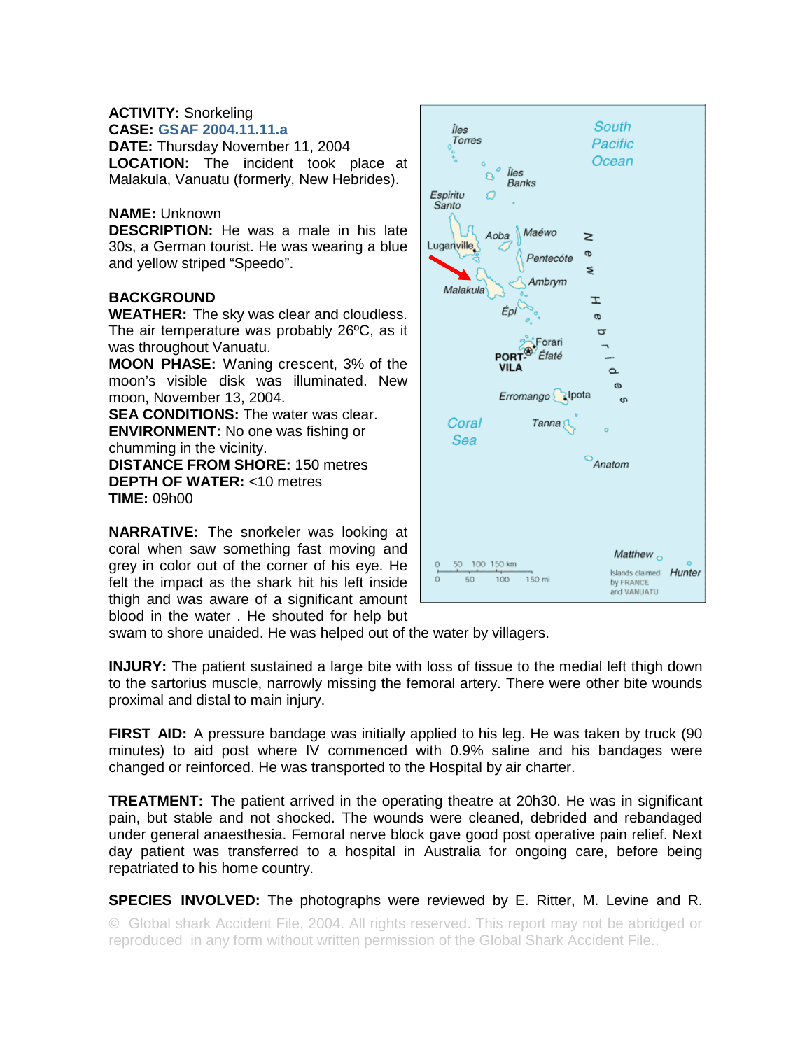**ACTIVITY:** Snorkeling
**CASE:** GSAF 2004.11.11.a
**DATE:** Thursday November 11, 2004
**LOCATION:** The incident took place at Malakula, Vanuatu (formerly, New Hebrides).

**NAME:** Unknown
**DESCRIPTION:** He was a male in his late 30s, a German tourist. He was wearing a blue and yellow striped "Speedo".

**BACKGROUND**
**WEATHER:** The sky was clear and cloudless. The air temperature was probably 26ºC, as it was throughout Vanuatu.
**MOON PHASE:** Waning crescent, 3% of the moon's visible disk was illuminated. New moon, November 13, 2004.
**SEA CONDITIONS:** The water was clear.
**ENVIRONMENT:** No one was fishing or chumming in the vicinity.
**DISTANCE FROM SHORE:** 150 metres
**DEPTH OF WATER:** <10 metres
**TIME:** 09h00

**NARRATIVE:** The snorkeler was looking at coral when saw something fast moving and grey in color out of the corner of his eye. He felt the impact as the shark hit his left inside thigh and was aware of a significant amount blood in the water . He shouted for help but swam to shore unaided. He was helped out of the water by villagers.

**INJURY:** The patient sustained a large bite with loss of tissue to the medial left thigh down to the sartorius muscle, narrowly missing the femoral artery. There were other bite wounds proximal and distal to main injury.

**FIRST AID:** A pressure bandage was initially applied to his leg. He was taken by truck (90 minutes) to aid post where IV commenced with 0.9% saline and his bandages were changed or reinforced. He was transported to the Hospital by air charter.

**TREATMENT:** The patient arrived in the operating theatre at 20h30. He was in significant pain, but stable and not shocked. The wounds were cleaned, debrided and rebandaged under general anaesthesia. Femoral nerve block gave good post operative pain relief. Next day patient was transferred to a hospital in Australia for ongoing care, before being repatriated to his home country.

**SPECIES INVOLVED:** The photographs were reviewed by E. Ritter, M. Levine and R.

© Global shark Accident File, 2004. All rights reserved. This report may not be abridged or reproduced in any form without written permission of the Global Shark Accident File..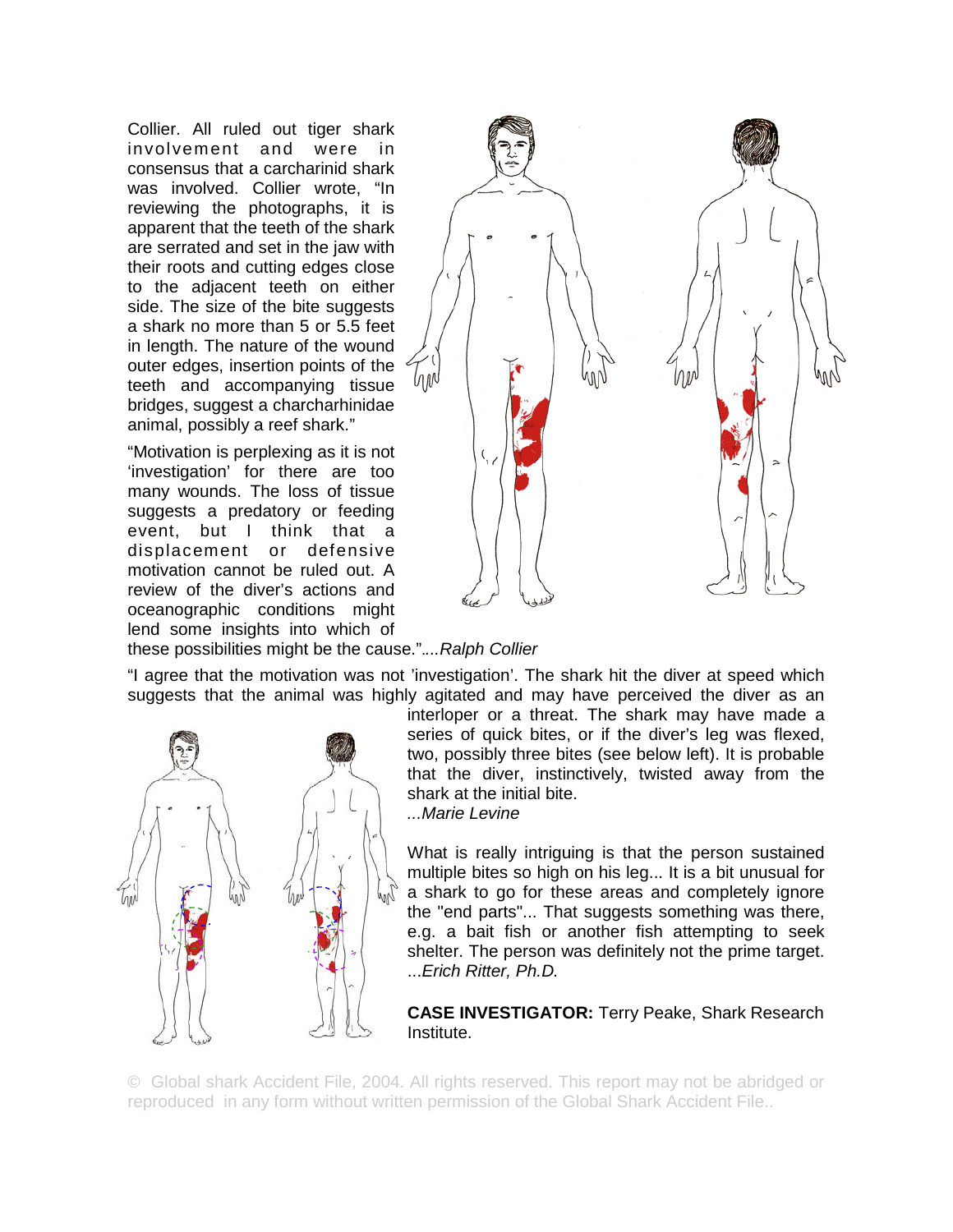Collier. All ruled out tiger shark involvement and were in consensus that a carcharinid shark was involved. Collier wrote, "In reviewing the photographs, it is apparent that the teeth of the shark are serrated and set in the jaw with their roots and cutting edges close to the adjacent teeth on either side. The size of the bite suggests a shark no more than 5 or 5.5 feet in length. The nature of the wound outer edges, insertion points of the teeth and accompanying tissue bridges, suggest a charcharhinidae animal, possibly a reef shark."

"Motivation is perplexing as it is not 'investigation' for there are too many wounds. The loss of tissue suggests a predatory or feeding event, but I think that a displacement or defensive motivation cannot be ruled out. A review of the diver's actions and oceanographic conditions might lend some insights into which of these possibilities might be the cause."*....Ralph Collier*

"I agree that the motivation was not 'investigation'. The shark hit the diver at speed which suggests that the animal was highly agitated and may have perceived the diver as an interloper or a threat. The shark may have made a series of quick bites, or if the diver's leg was flexed, two, possibly three bites (see below left). It is probable that the diver, instinctively, twisted away from the shark at the initial bite.
*...Marie Levine*

What is really intriguing is that the person sustained multiple bites so high on his leg... It is a bit unusual for a shark to go for these areas and completely ignore the "end parts"... That suggests something was there, e.g. a bait fish or another fish attempting to seek shelter. The person was definitely not the prime target.
*...Erich Ritter, Ph.D.*

**CASE INVESTIGATOR:** Terry Peake, Shark Research Institute.

© Global shark Accident File, 2004. All rights reserved. This report may not be abridged or reproduced in any form without written permission of the Global Shark Accident File..